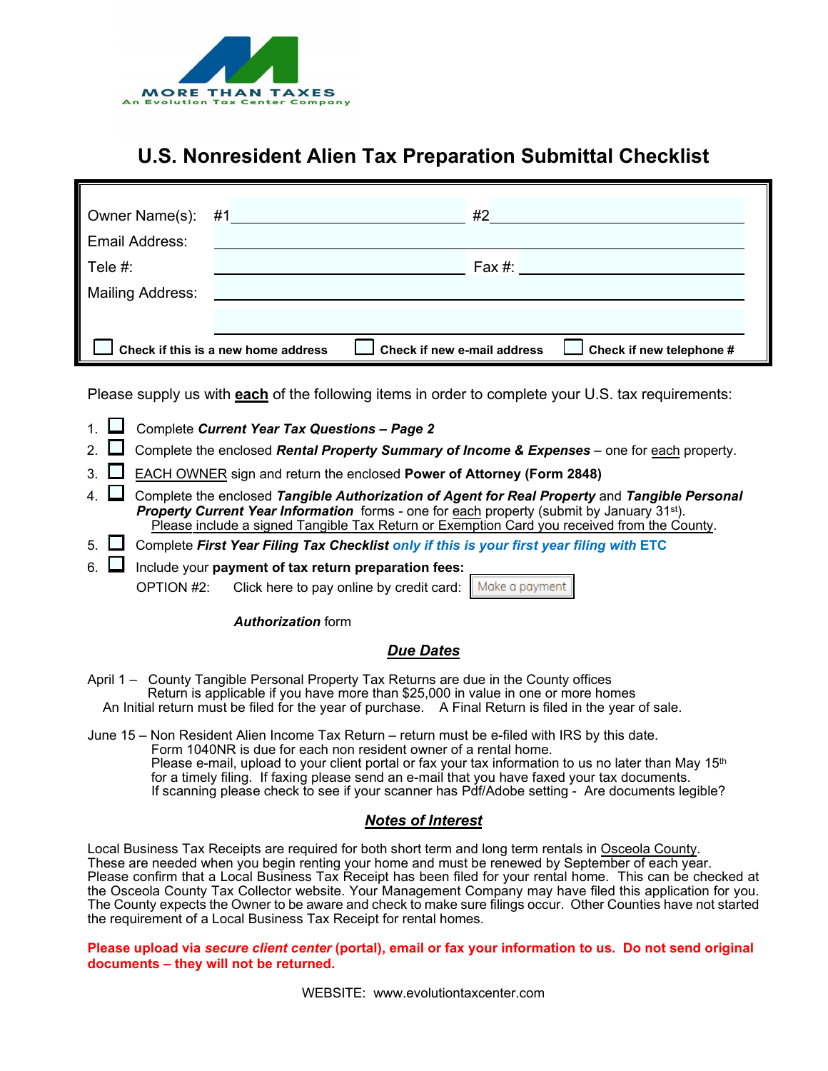MORE THAN TAXES
An Evolution Tax Center Company

# U.S. Nonresident Alien Tax Preparation Submittal Checklist

| | | | |
|---|---|---|---|
| Owner Name(s): | #1 | #2 | |
| Email Address: | | | |
| Tele #: | | Fax #: | |
| Mailing Address: | | | |

☐ **Check if this is a new home address** ☐ **Check if new e-mail address** ☐ **Check if new telephone #**

Please supply us with **each** of the following items in order to complete your U.S. tax requirements:

1. ☐ Complete ***Current Year Tax Questions – Page 2***
2. ☐ Complete the enclosed ***Rental Property Summary of Income & Expenses*** – one for each property.
3. ☐ EACH OWNER sign and return the enclosed **Power of Attorney (Form 2848)**
4. ☐ Complete the enclosed ***Tangible Authorization of Agent for Real Property*** and ***Tangible Personal Property Current Year Information*** forms - one for each property (submit by January 31st). Please include a signed Tangible Tax Return or Exemption Card you received from the County.
5. ☐ Complete ***First Year Filing Tax Checklist*** ***only if this is your first year filing with*** **ETC**
6. ☐ Include your **payment of tax return preparation fees:**
   OPTION #2: Click here to pay online by credit card: Make a payment

   ***Authorization*** form

## *Due Dates*

April 1 – County Tangible Personal Property Tax Returns are due in the County offices
Return is applicable if you have more than $25,000 in value in one or more homes
An Initial return must be filed for the year of purchase. A Final Return is filed in the year of sale.

June 15 – Non Resident Alien Income Tax Return – return must be e-filed with IRS by this date.
Form 1040NR is due for each non resident owner of a rental home.
Please e-mail, upload to your client portal or fax your tax information to us no later than May 15th for a timely filing. If faxing please send an e-mail that you have faxed your tax documents.
If scanning please check to see if your scanner has Pdf/Adobe setting - Are documents legible?

## *Notes of Interest*

Local Business Tax Receipts are required for both short term and long term rentals in Osceola County. These are needed when you begin renting your home and must be renewed by September of each year. Please confirm that a Local Business Tax Receipt has been filed for your rental home. This can be checked at the Osceola County Tax Collector website. Your Management Company may have filed this application for you. The County expects the Owner to be aware and check to make sure filings occur. Other Counties have not started the requirement of a Local Business Tax Receipt for rental homes.

**Please upload via *secure client center* (portal), email or fax your information to us. Do not send original documents – they will not be returned.**

WEBSITE: www.evolutiontaxcenter.com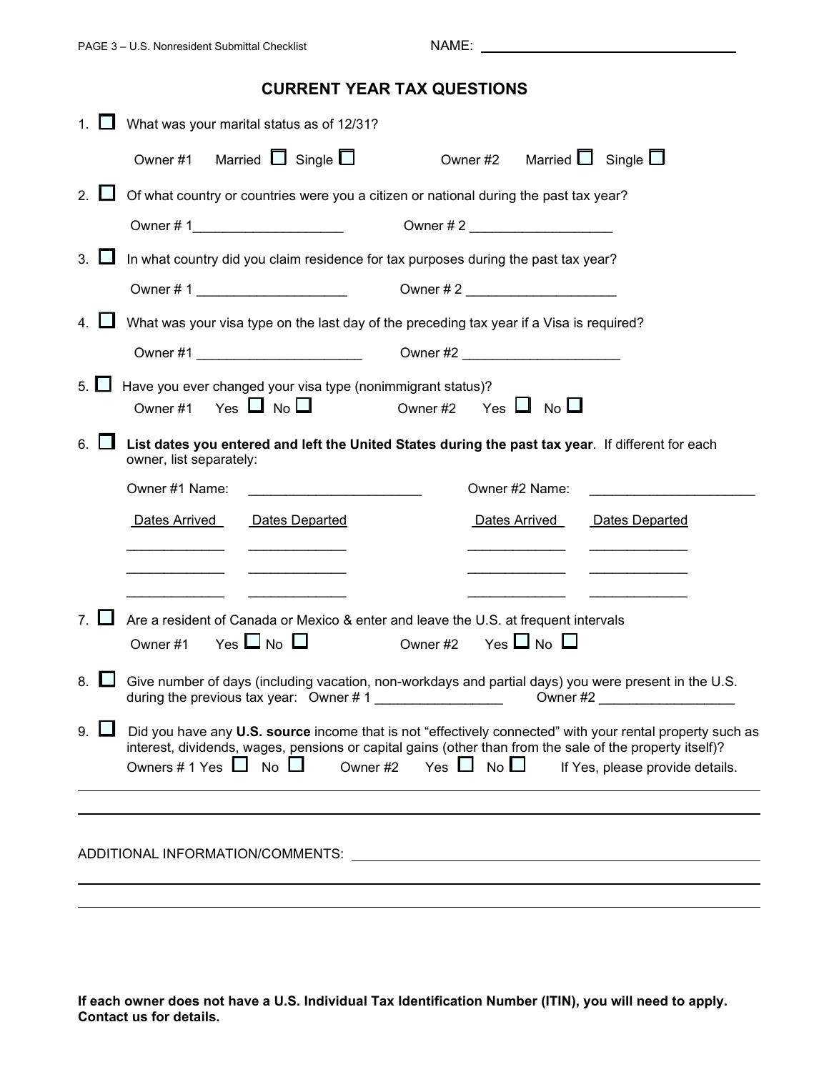NAME: ____________________________

## CURRENT YEAR TAX QUESTIONS

1. ☐ What was your marital status as of 12/31?

   Owner #1 Married ☐ Single ☐ Owner #2 Married ☐ Single ☐

2. ☐ Of what country or countries were you a citizen or national during the past tax year?

   Owner # 1____________________ Owner # 2 ___________________

3. ☐ In what country did you claim residence for tax purposes during the past tax year?

   Owner # 1 ____________________ Owner # 2 ____________________

4. ☐ What was your visa type on the last day of the preceding tax year if a Visa is required?

   Owner #1 ______________________ Owner #2 _____________________

5. ☐ Have you ever changed your visa type (nonimmigrant status)?

   Owner #1 Yes ☐ No ☐ Owner #2 Yes ☐ No ☐

6. ☐ **List dates you entered and left the United States during the past tax year**. If different for each owner, list separately:

   Owner #1 Name: _______________________ Owner #2 Name: ______________________

| Dates Arrived | Dates Departed | Dates Arrived | Dates Departed |
|---|---|---|---|
| _____________ | _____________ | _____________ | _____________ |
| _____________ | _____________ | _____________ | _____________ |
| _____________ | _____________ | _____________ | _____________ |

7. ☐ Are a resident of Canada or Mexico & enter and leave the U.S. at frequent intervals

   Owner #1 Yes ☐ No ☐ Owner #2 Yes ☐ No ☐

8. ☐ Give number of days (including vacation, non-workdays and partial days) you were present in the U.S. during the previous tax year: Owner # 1 _________________ Owner #2 __________________

9. ☐ Did you have any **U.S. source** income that is not "effectively connected" with your rental property such as interest, dividends, wages, pensions or capital gains (other than from the sale of the property itself)?

   Owners # 1 Yes ☐ No ☐ Owner #2 Yes ☐ No ☐ If Yes, please provide details.

______________________________________________________________________

______________________________________________________________________

ADDITIONAL INFORMATION/COMMENTS: ______________________________________

______________________________________________________________________

______________________________________________________________________

**If each owner does not have a U.S. Individual Tax Identification Number (ITIN), you will need to apply. Contact us for details.**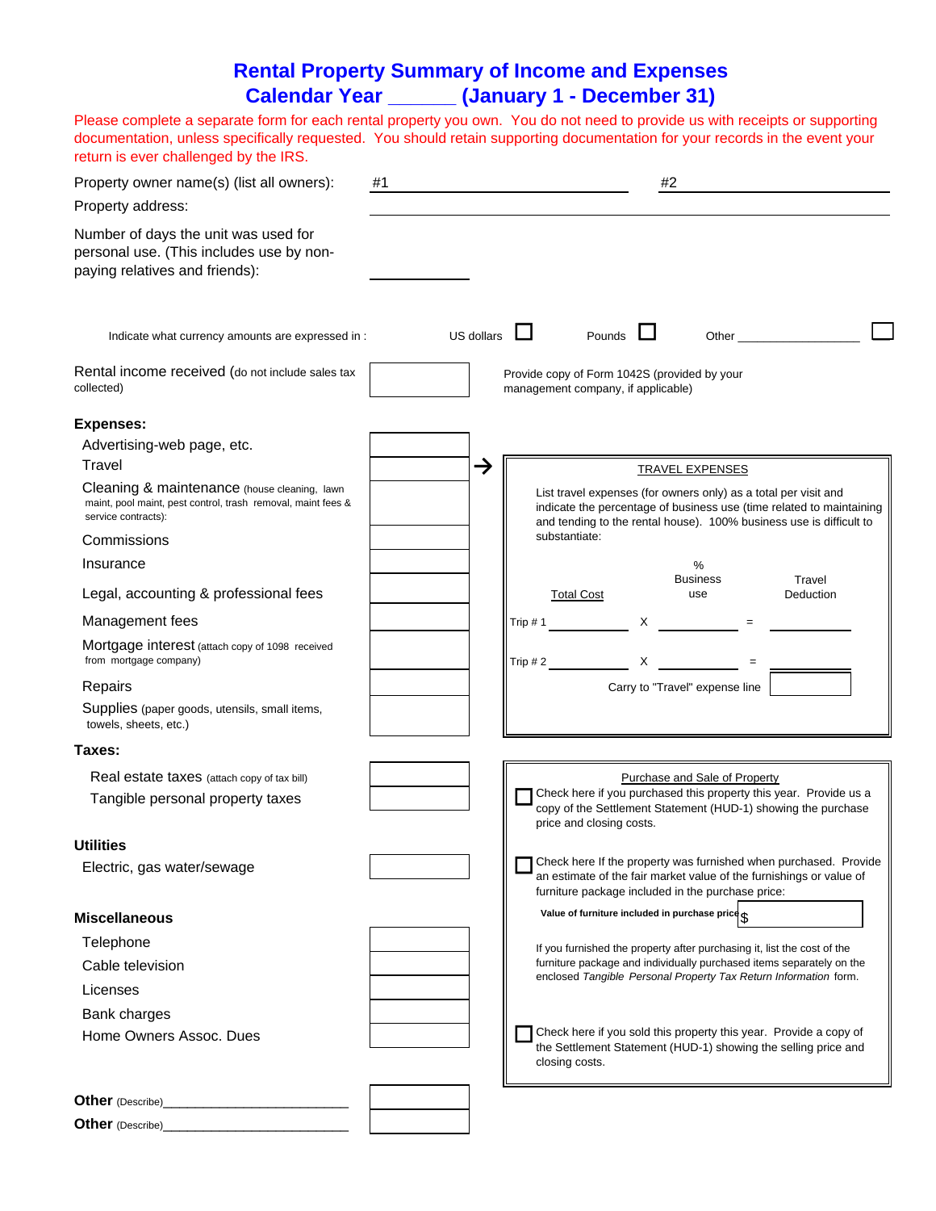# Rental Property Summary of Income and Expenses
## Calendar Year ______ (January 1 - December 31)

Please complete a separate form for each rental property you own. You do not need to provide us with receipts or supporting documentation, unless specifically requested. You should retain supporting documentation for your records in the event your return is ever challenged by the IRS.

Property owner name(s) (list all owners): #1 ____________________ #2 ____________________

Property address: ________________________________________

Number of days the unit was used for personal use. (This includes use by non-paying relatives and friends): ____________

Indicate what currency amounts are expressed in : US dollars ☐ Pounds ☐ Other ____________ ☐

Rental income received (do not include sales tax collected) [ ]

Provide copy of Form 1042S (provided by your management company, if applicable)

**Expenses:**

| Expense | Amount |
|---|---|
| Advertising-web page, etc. | |
| Travel | |
| Cleaning & maintenance (house cleaning, lawn maint, pool maint, pest control, trash removal, maint fees & service contracts): | |
| Commissions | |
| Insurance | |
| Legal, accounting & professional fees | |
| Management fees | |
| Mortgage interest (attach copy of 1098 received from mortgage company) | |
| Repairs | |
| Supplies (paper goods, utensils, small items, towels, sheets, etc.) | |

**Taxes:**

| Tax | Amount |
|---|---|
| Real estate taxes (attach copy of tax bill) | |
| Tangible personal property taxes | |

**Utilities**

| Utility | Amount |
|---|---|
| Electric, gas water/sewage | |

**Miscellaneous**

| Item | Amount |
|---|---|
| Telephone | |
| Cable television | |
| Licenses | |
| Bank charges | |
| Home Owners Assoc. Dues | |

**Other** (Describe)________________________ [ ]

**Other** (Describe)________________________ [ ]

---

### TRAVEL EXPENSES

List travel expenses (for owners only) as a total per visit and indicate the percentage of business use (time related to maintaining and tending to the rental house). 100% business use is difficult to substantiate:

| | Total Cost | | % Business use | | Travel Deduction |
|---|---|---|---|---|---|
| Trip # 1 | ________ | X | ________ | = | ________ |
| Trip # 2 | ________ | X | ________ | = | ________ |

Carry to "Travel" expense line [ ]

---

### Purchase and Sale of Property

☐ Check here if you purchased this property this year. Provide us a copy of the Settlement Statement (HUD-1) showing the purchase price and closing costs.

☐ Check here If the property was furnished when purchased. Provide an estimate of the fair market value of the furnishings or value of furniture package included in the purchase price:

**Value of furniture included in purchase price** $ ____________

If you furnished the property after purchasing it, list the cost of the furniture package and individually purchased items separately on the enclosed *Tangible Personal Property Tax Return Information* form.

☐ Check here if you sold this property this year. Provide a copy of the Settlement Statement (HUD-1) showing the selling price and closing costs.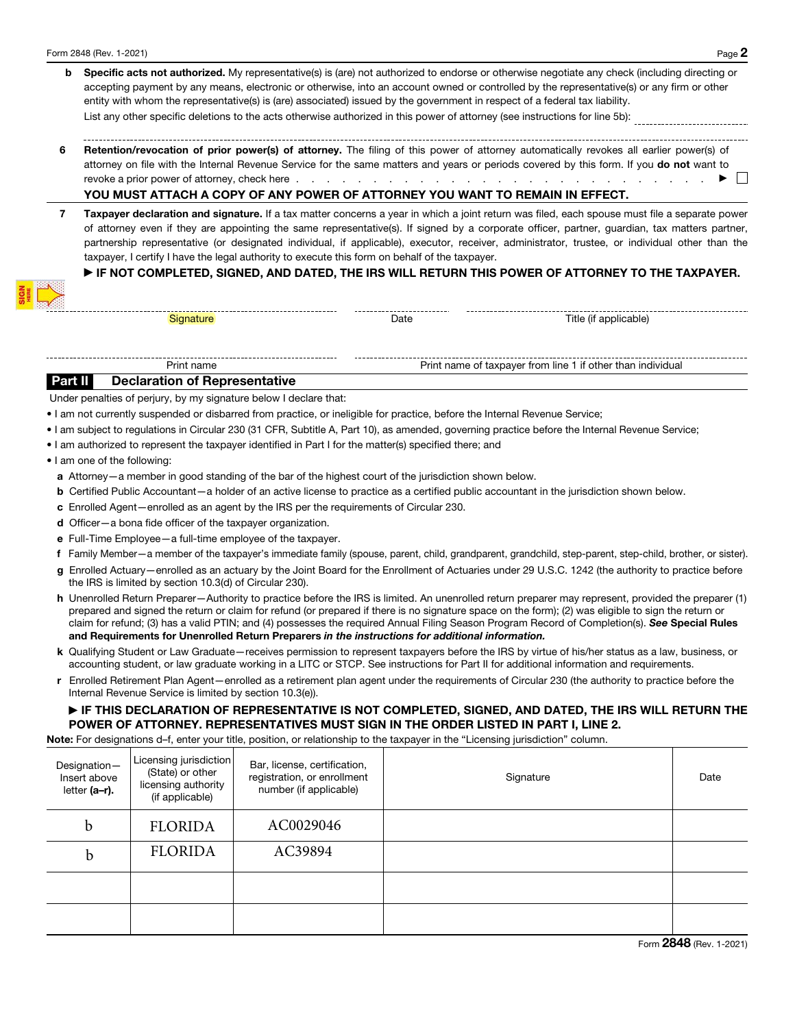**b Specific acts not authorized.** My representative(s) is (are) not authorized to endorse or otherwise negotiate any check (including directing or accepting payment by any means, electronic or otherwise, into an account owned or controlled by the representative(s) or any firm or other entity with whom the representative(s) is (are) associated) issued by the government in respect of a federal tax liability.

List any other specific deletions to the acts otherwise authorized in this power of attorney (see instructions for line 5b): ____________________

**6 Retention/revocation of prior power(s) of attorney.** The filing of this power of attorney automatically revokes all earlier power(s) of attorney on file with the Internal Revenue Service for the same matters and years or periods covered by this form. If you **do not** want to revoke a prior power of attorney, check here . . . . . ▶ ☐

**YOU MUST ATTACH A COPY OF ANY POWER OF ATTORNEY YOU WANT TO REMAIN IN EFFECT.**

**7 Taxpayer declaration and signature.** If a tax matter concerns a year in which a joint return was filed, each spouse must file a separate power of attorney even if they are appointing the same representative(s). If signed by a corporate officer, partner, guardian, tax matters partner, partnership representative (or designated individual, if applicable), executor, receiver, administrator, trustee, or individual other than the taxpayer, I certify I have the legal authority to execute this form on behalf of the taxpayer.

**▶ IF NOT COMPLETED, SIGNED, AND DATED, THE IRS WILL RETURN THIS POWER OF ATTORNEY TO THE TAXPAYER.**

SIGN HERE

| Signature | Date | Title (if applicable) |
|---|---|---|
| | | |

| Print name | Print name of taxpayer from line 1 if other than individual |
|---|---|
| | |

## Part II Declaration of Representative

Under penalties of perjury, by my signature below I declare that:

- I am not currently suspended or disbarred from practice, or ineligible for practice, before the Internal Revenue Service;
- I am subject to regulations in Circular 230 (31 CFR, Subtitle A, Part 10), as amended, governing practice before the Internal Revenue Service;
- I am authorized to represent the taxpayer identified in Part I for the matter(s) specified there; and
- I am one of the following:

**a** Attorney—a member in good standing of the bar of the highest court of the jurisdiction shown below.

**b** Certified Public Accountant—a holder of an active license to practice as a certified public accountant in the jurisdiction shown below.

**c** Enrolled Agent—enrolled as an agent by the IRS per the requirements of Circular 230.

**d** Officer—a bona fide officer of the taxpayer organization.

**e** Full-Time Employee—a full-time employee of the taxpayer.

**f** Family Member—a member of the taxpayer's immediate family (spouse, parent, child, grandparent, grandchild, step-parent, step-child, brother, or sister).

**g** Enrolled Actuary—enrolled as an actuary by the Joint Board for the Enrollment of Actuaries under 29 U.S.C. 1242 (the authority to practice before the IRS is limited by section 10.3(d) of Circular 230).

**h** Unenrolled Return Preparer—Authority to practice before the IRS is limited. An unenrolled return preparer may represent, provided the preparer (1) prepared and signed the return or claim for refund (or prepared if there is no signature space on the form); (2) was eligible to sign the return or claim for refund; (3) has a valid PTIN; and (4) possesses the required Annual Filing Season Program Record of Completion(s). ***See* Special Rules and Requirements for Unenrolled Return Preparers *in the instructions for additional information.***

**k** Qualifying Student or Law Graduate—receives permission to represent taxpayers before the IRS by virtue of his/her status as a law, business, or accounting student, or law graduate working in a LITC or STCP. See instructions for Part II for additional information and requirements.

**r** Enrolled Retirement Plan Agent—enrolled as a retirement plan agent under the requirements of Circular 230 (the authority to practice before the Internal Revenue Service is limited by section 10.3(e)).

**▶ IF THIS DECLARATION OF REPRESENTATIVE IS NOT COMPLETED, SIGNED, AND DATED, THE IRS WILL RETURN THE POWER OF ATTORNEY. REPRESENTATIVES MUST SIGN IN THE ORDER LISTED IN PART I, LINE 2.**

**Note:** For designations d–f, enter your title, position, or relationship to the taxpayer in the "Licensing jurisdiction" column.

| Designation—Insert above letter **(a–r)**. | Licensing jurisdiction (State) or other licensing authority (if applicable) | Bar, license, certification, registration, or enrollment number (if applicable) | Signature | Date |
|---|---|---|---|---|
| b | FLORIDA | AC0029046 | | |
| b | FLORIDA | AC39894 | | |
| | | | | |
| | | | | |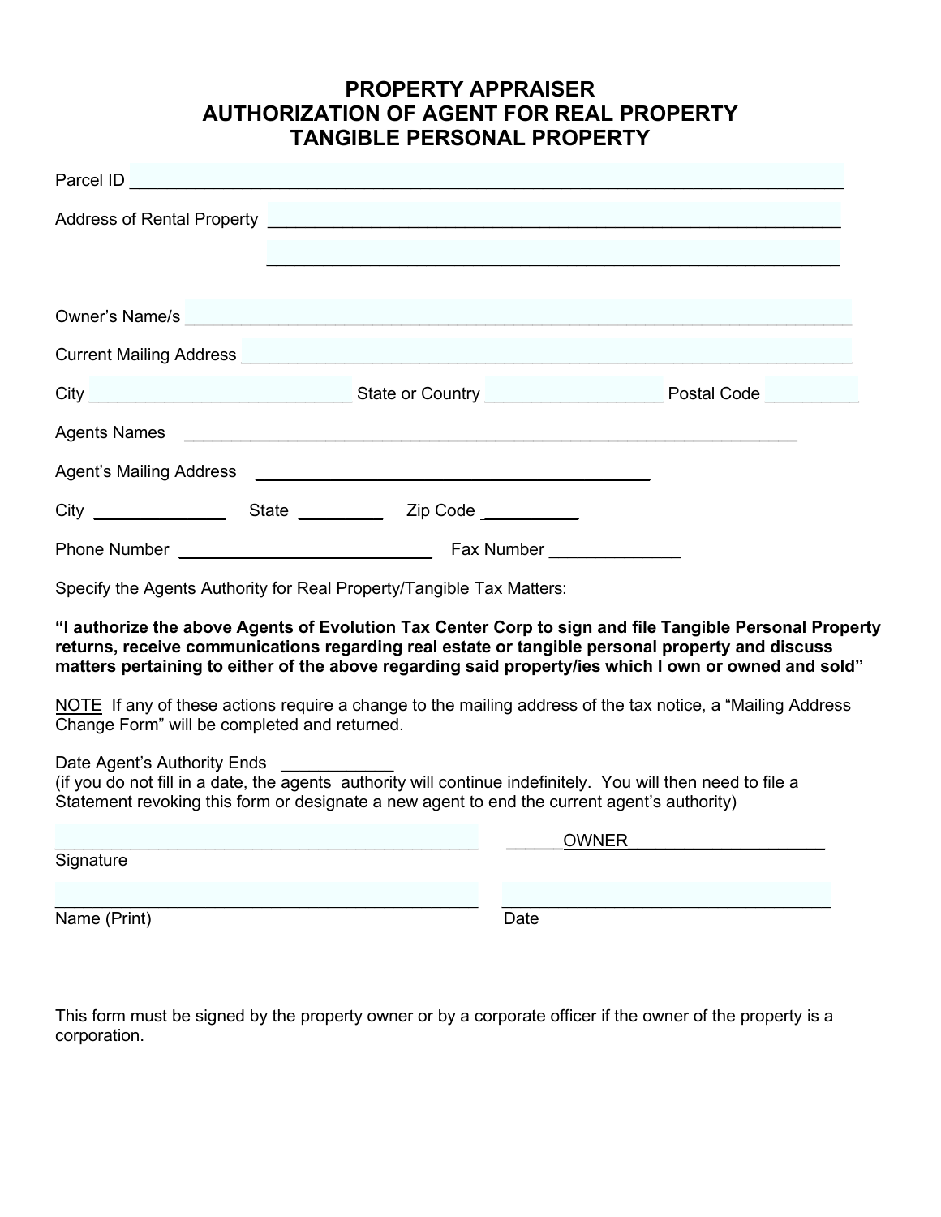# PROPERTY APPRAISER
# AUTHORIZATION OF AGENT FOR REAL PROPERTY
# TANGIBLE PERSONAL PROPERTY

Parcel ID ____________________________________________________________________________

Address of Rental Property ____________________________________________________________

____________________________________________________________

Owner's Name/s _______________________________________________________________________

Current Mailing Address ______________________________________________________________

City ____________________________ State or Country ___________________ Postal Code __________

Agents Names ________________________________________________________________

Agent's Mailing Address __________________________________________

City ______________ State _________ Zip Code __________

Phone Number ____________________________ Fax Number ______________

Specify the Agents Authority for Real Property/Tangible Tax Matters:

**"I authorize the above Agents of Evolution Tax Center Corp to sign and file Tangible Personal Property returns, receive communications regarding real estate or tangible personal property and discuss matters pertaining to either of the above regarding said property/ies which I own or owned and sold"**

NOTE If any of these actions require a change to the mailing address of the tax notice, a "Mailing Address Change Form" will be completed and returned.

Date Agent's Authority Ends ____________
(if you do not fill in a date, the agents authority will continue indefinitely. You will then need to file a Statement revoking this form or designate a new agent to end the current agent's authority)

_______________________________________________ ______OWNER_____________________
Signature

_______________________________________________ _____________________________________
Name (Print) Date

This form must be signed by the property owner or by a corporate officer if the owner of the property is a corporation.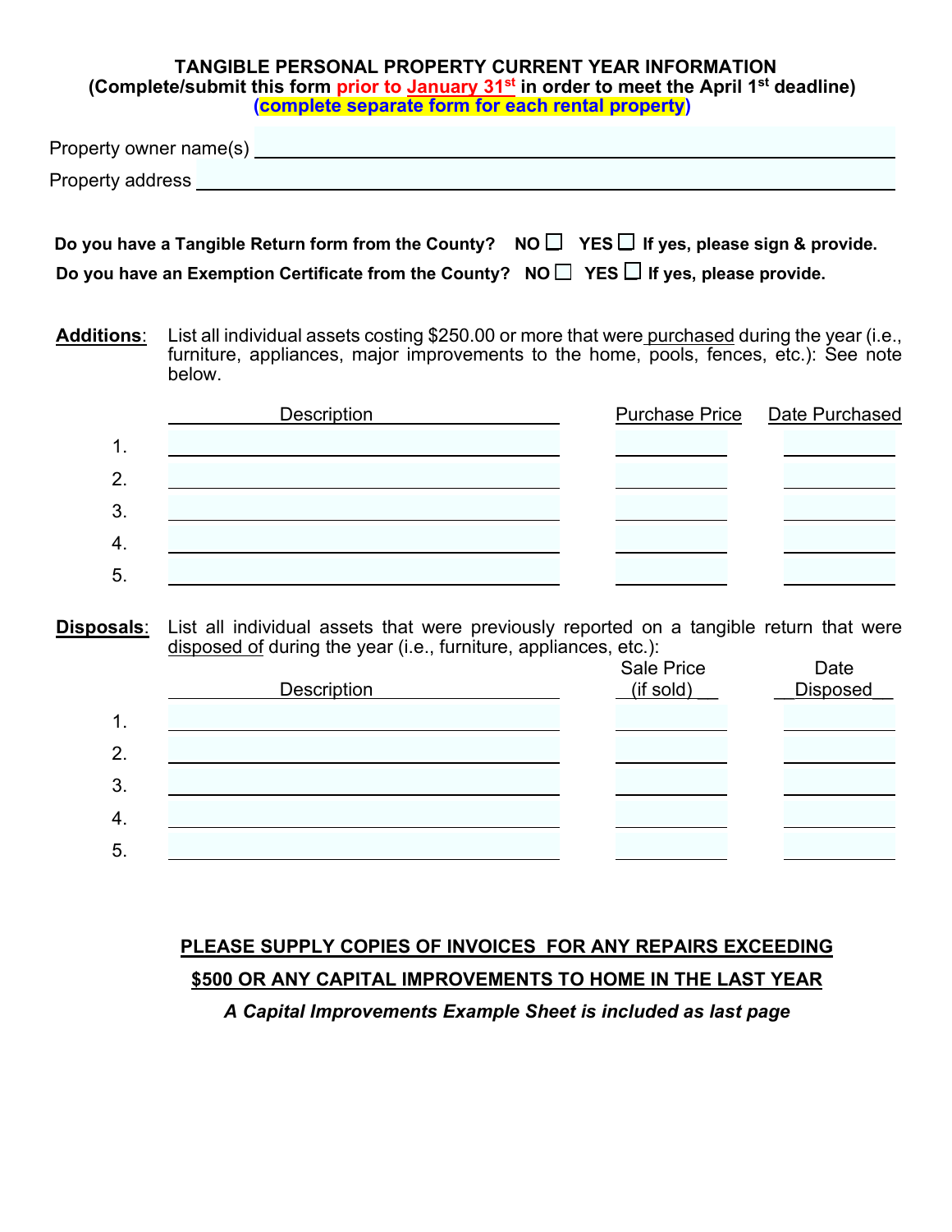**TANGIBLE PERSONAL PROPERTY CURRENT YEAR INFORMATION**
**(Complete/submit this form prior to January 31st in order to meet the April 1st deadline)**
**(complete separate form for each rental property)**

Property owner name(s) ____________________________________________

Property address ____________________________________________

**Do you have a Tangible Return form from the County? NO ☐ YES ☐ If yes, please sign & provide.**

**Do you have an Exemption Certificate from the County? NO ☐ YES ☐ If yes, please provide.**

**Additions**: List all individual assets costing $250.00 or more that were purchased during the year (i.e., furniture, appliances, major improvements to the home, pools, fences, etc.): See note below.

| | Description | Purchase Price | Date Purchased |
|---|---|---|---|
| 1. | | | |
| 2. | | | |
| 3. | | | |
| 4. | | | |
| 5. | | | |

**Disposals**: List all individual assets that were previously reported on a tangible return that were disposed of during the year (i.e., furniture, appliances, etc.):

| | Description | Sale Price (if sold) | Date Disposed |
|---|---|---|---|
| 1. | | | |
| 2. | | | |
| 3. | | | |
| 4. | | | |
| 5. | | | |

**PLEASE SUPPLY COPIES OF INVOICES FOR ANY REPAIRS EXCEEDING $500 OR ANY CAPITAL IMPROVEMENTS TO HOME IN THE LAST YEAR**

***A Capital Improvements Example Sheet is included as last page***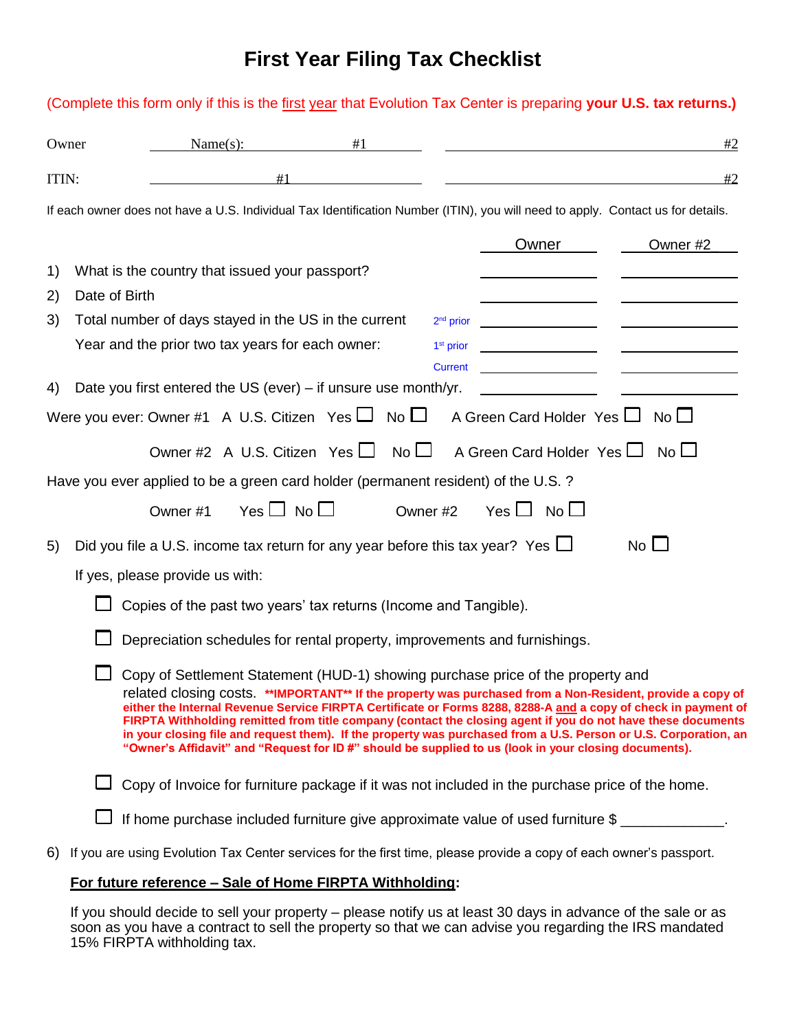# First Year Filing Tax Checklist

(Complete this form only if this is the first year that Evolution Tax Center is preparing **your U.S. tax returns.)**

Owner Name(s): #1 ____________________ ____________________ #2

ITIN: #1 ____________________ ____________________ #2

If each owner does not have a U.S. Individual Tax Identification Number (ITIN), you will need to apply. Contact us for details.

| | | | Owner | Owner #2 |
|---|---|---|---|---|
| 1) | What is the country that issued your passport? | | | |
| 2) | Date of Birth | | | |
| 3) | Total number of days stayed in the US in the current | 2nd prior | | |
| | Year and the prior two tax years for each owner: | 1st prior | | |
| | | Current | | |
| 4) | Date you first entered the US (ever) – if unsure use month/yr. | | | |

Were you ever: Owner #1 A U.S. Citizen Yes ☐ No ☐ A Green Card Holder Yes ☐ No ☐

Owner #2 A U.S. Citizen Yes ☐ No ☐ A Green Card Holder Yes ☐ No ☐

Have you ever applied to be a green card holder (permanent resident) of the U.S. ?

Owner #1 Yes ☐ No ☐ Owner #2 Yes ☐ No ☐

5) Did you file a U.S. income tax return for any year before this tax year? Yes ☐ No ☐

If yes, please provide us with:

- ☐ Copies of the past two years' tax returns (Income and Tangible).
- ☐ Depreciation schedules for rental property, improvements and furnishings.
- ☐ Copy of Settlement Statement (HUD-1) showing purchase price of the property and related closing costs. **\*\*IMPORTANT\*\* If the property was purchased from a Non-Resident, provide a copy of either the Internal Revenue Service FIRPTA Certificate or Forms 8288, 8288-A and a copy of check in payment of FIRPTA Withholding remitted from title company (contact the closing agent if you do not have these documents in your closing file and request them). If the property was purchased from a U.S. Person or U.S. Corporation, an "Owner's Affidavit" and "Request for ID #" should be supplied to us (look in your closing documents).**
- ☐ Copy of Invoice for furniture package if it was not included in the purchase price of the home.
- ☐ If home purchase included furniture give approximate value of used furniture $ ____________.

6) If you are using Evolution Tax Center services for the first time, please provide a copy of each owner's passport.

**For future reference – Sale of Home FIRPTA Withholding:**

If you should decide to sell your property – please notify us at least 30 days in advance of the sale or as soon as you have a contract to sell the property so that we can advise you regarding the IRS mandated 15% FIRPTA withholding tax.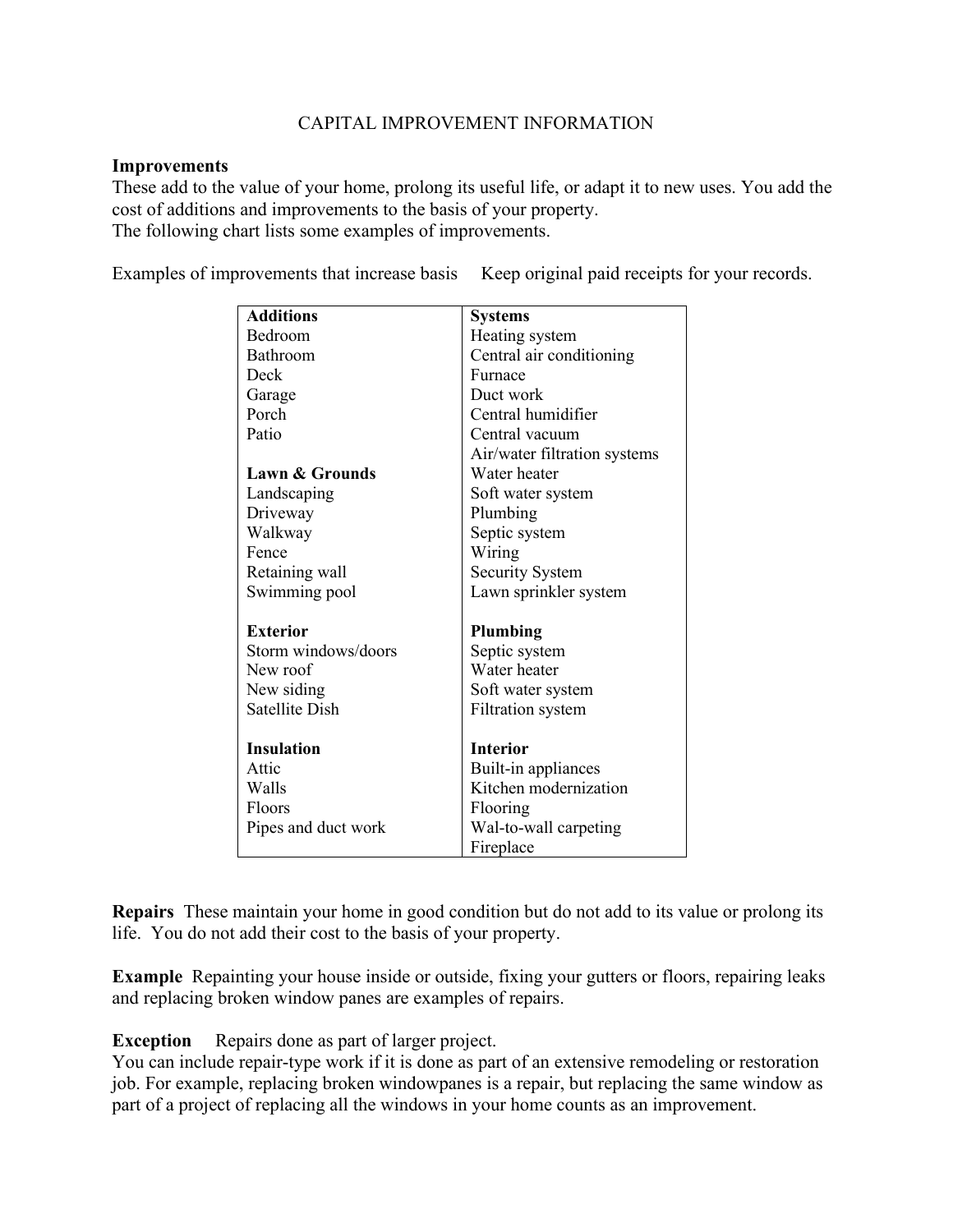# CAPITAL IMPROVEMENT INFORMATION

**Improvements**
These add to the value of your home, prolong its useful life, or adapt it to new uses. You add the cost of additions and improvements to the basis of your property.
The following chart lists some examples of improvements.

Examples of improvements that increase basis     Keep original paid receipts for your records.

| **Additions** | **Systems** |
|---|---|
| Bedroom | Heating system |
| Bathroom | Central air conditioning |
| Deck | Furnace |
| Garage | Duct work |
| Porch | Central humidifier |
| Patio | Central vacuum |
| | Air/water filtration systems |
| **Lawn & Grounds** | Water heater |
| Landscaping | Soft water system |
| Driveway | Plumbing |
| Walkway | Septic system |
| Fence | Wiring |
| Retaining wall | Security System |
| Swimming pool | Lawn sprinkler system |
| | |
| **Exterior** | **Plumbing** |
| Storm windows/doors | Septic system |
| New roof | Water heater |
| New siding | Soft water system |
| Satellite Dish | Filtration system |
| | |
| **Insulation** | **Interior** |
| Attic | Built-in appliances |
| Walls | Kitchen modernization |
| Floors | Flooring |
| Pipes and duct work | Wal-to-wall carpeting |
| | Fireplace |

**Repairs** These maintain your home in good condition but do not add to its value or prolong its life. You do not add their cost to the basis of your property.

**Example** Repainting your house inside or outside, fixing your gutters or floors, repairing leaks and replacing broken window panes are examples of repairs.

**Exception** Repairs done as part of larger project.
You can include repair-type work if it is done as part of an extensive remodeling or restoration job. For example, replacing broken windowpanes is a repair, but replacing the same window as part of a project of replacing all the windows in your home counts as an improvement.